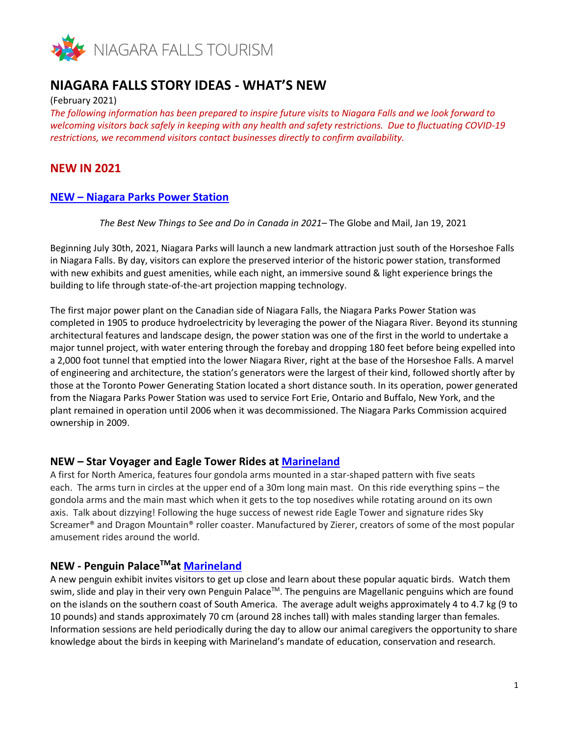NIAGARA FALLS TOURISM

# NIAGARA FALLS STORY IDEAS - WHAT'S NEW

(February 2021)

*The following information has been prepared to inspire future visits to Niagara Falls and we look forward to welcoming visitors back safely in keeping with any health and safety restrictions. Due to fluctuating COVID-19 restrictions, we recommend visitors contact businesses directly to confirm availability.*

## NEW IN 2021

### NEW – Niagara Parks Power Station

*The Best New Things to See and Do in Canada in 2021*– The Globe and Mail, Jan 19, 2021

Beginning July 30th, 2021, Niagara Parks will launch a new landmark attraction just south of the Horseshoe Falls in Niagara Falls. By day, visitors can explore the preserved interior of the historic power station, transformed with new exhibits and guest amenities, while each night, an immersive sound & light experience brings the building to life through state-of-the-art projection mapping technology.

The first major power plant on the Canadian side of Niagara Falls, the Niagara Parks Power Station was completed in 1905 to produce hydroelectricity by leveraging the power of the Niagara River. Beyond its stunning architectural features and landscape design, the power station was one of the first in the world to undertake a major tunnel project, with water entering through the forebay and dropping 180 feet before being expelled into a 2,000 foot tunnel that emptied into the lower Niagara River, right at the base of the Horseshoe Falls. A marvel of engineering and architecture, the station's generators were the largest of their kind, followed shortly after by those at the Toronto Power Generating Station located a short distance south. In its operation, power generated from the Niagara Parks Power Station was used to service Fort Erie, Ontario and Buffalo, New York, and the plant remained in operation until 2006 when it was decommissioned. The Niagara Parks Commission acquired ownership in 2009.

### NEW – Star Voyager and Eagle Tower Rides at Marineland

A first for North America, features four gondola arms mounted in a star-shaped pattern with five seats each. The arms turn in circles at the upper end of a 30m long main mast. On this ride everything spins – the gondola arms and the main mast which when it gets to the top nosedives while rotating around on its own axis. Talk about dizzying! Following the huge success of newest ride Eagle Tower and signature rides Sky Screamer® and Dragon Mountain® roller coaster. Manufactured by Zierer, creators of some of the most popular amusement rides around the world.

### NEW - Penguin Palace™ at Marineland

A new penguin exhibit invites visitors to get up close and learn about these popular aquatic birds. Watch them swim, slide and play in their very own Penguin Palace™. The penguins are Magellanic penguins which are found on the islands on the southern coast of South America. The average adult weighs approximately 4 to 4.7 kg (9 to 10 pounds) and stands approximately 70 cm (around 28 inches tall) with males standing larger than females. Information sessions are held periodically during the day to allow our animal caregivers the opportunity to share knowledge about the birds in keeping with Marineland's mandate of education, conservation and research.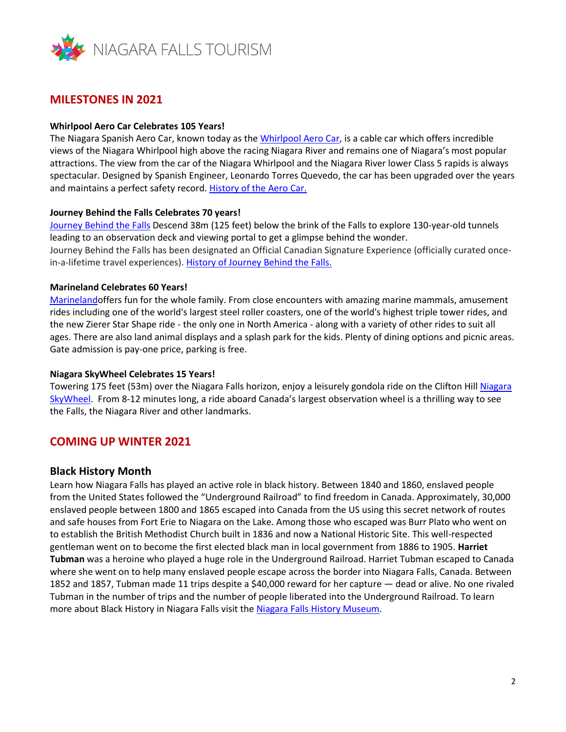## MILESTONES IN 2021

**Whirlpool Aero Car Celebrates 105 Years!**
The Niagara Spanish Aero Car, known today as the Whirlpool Aero Car, is a cable car which offers incredible views of the Niagara Whirlpool high above the racing Niagara River and remains one of Niagara's most popular attractions. The view from the car of the Niagara Whirlpool and the Niagara River lower Class 5 rapids is always spectacular. Designed by Spanish Engineer, Leonardo Torres Quevedo, the car has been upgraded over the years and maintains a perfect safety record. History of the Aero Car.

**Journey Behind the Falls Celebrates 70 years!**
Journey Behind the Falls Descend 38m (125 feet) below the brink of the Falls to explore 130-year-old tunnels leading to an observation deck and viewing portal to get a glimpse behind the wonder.
Journey Behind the Falls has been designated an Official Canadian Signature Experience (officially curated once-in-a-lifetime travel experiences). History of Journey Behind the Falls.

**Marineland Celebrates 60 Years!**
Marinelandoffers fun for the whole family. From close encounters with amazing marine mammals, amusement rides including one of the world's largest steel roller coasters, one of the world's highest triple tower rides, and the new Zierer Star Shape ride - the only one in North America - along with a variety of other rides to suit all ages. There are also land animal displays and a splash park for the kids. Plenty of dining options and picnic areas. Gate admission is pay-one price, parking is free.

**Niagara SkyWheel Celebrates 15 Years!**
Towering 175 feet (53m) over the Niagara Falls horizon, enjoy a leisurely gondola ride on the Clifton Hill Niagara SkyWheel. From 8-12 minutes long, a ride aboard Canada's largest observation wheel is a thrilling way to see the Falls, the Niagara River and other landmarks.

## COMING UP WINTER 2021

### Black History Month

Learn how Niagara Falls has played an active role in black history. Between 1840 and 1860, enslaved people from the United States followed the "Underground Railroad" to find freedom in Canada. Approximately, 30,000 enslaved people between 1800 and 1865 escaped into Canada from the US using this secret network of routes and safe houses from Fort Erie to Niagara on the Lake. Among those who escaped was Burr Plato who went on to establish the British Methodist Church built in 1836 and now a National Historic Site. This well-respected gentleman went on to become the first elected black man in local government from 1886 to 1905. **Harriet Tubman** was a heroine who played a huge role in the Underground Railroad. Harriet Tubman escaped to Canada where she went on to help many enslaved people escape across the border into Niagara Falls, Canada. Between 1852 and 1857, Tubman made 11 trips despite a $40,000 reward for her capture — dead or alive. No one rivaled Tubman in the number of trips and the number of people liberated into the Underground Railroad. To learn more about Black History in Niagara Falls visit the Niagara Falls History Museum.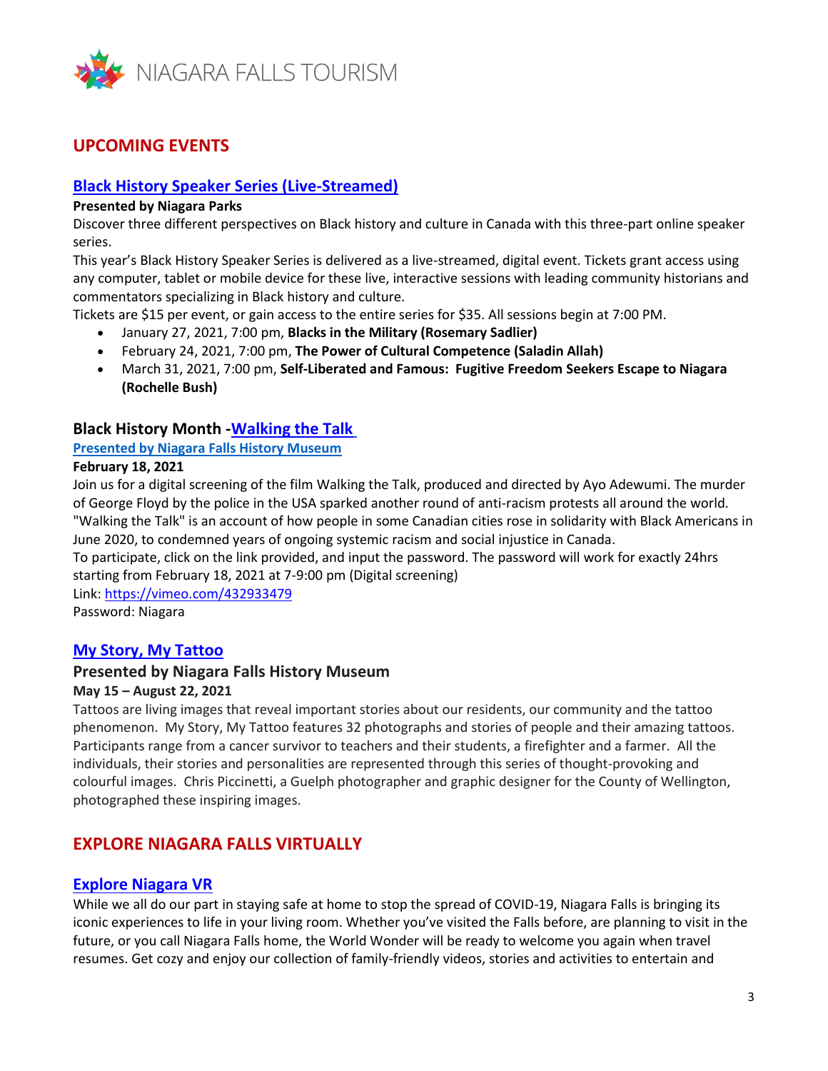## UPCOMING EVENTS

### Black History Speaker Series (Live-Streamed)

**Presented by Niagara Parks**

Discover three different perspectives on Black history and culture in Canada with this three-part online speaker series.

This year's Black History Speaker Series is delivered as a live-streamed, digital event. Tickets grant access using any computer, tablet or mobile device for these live, interactive sessions with leading community historians and commentators specializing in Black history and culture.

Tickets are $15 per event, or gain access to the entire series for $35. All sessions begin at 7:00 PM.

- January 27, 2021, 7:00 pm, **Blacks in the Military (Rosemary Sadlier)**
- February 24, 2021, 7:00 pm, **The Power of Cultural Competence (Saladin Allah)**
- March 31, 2021, 7:00 pm, **Self-Liberated and Famous: Fugitive Freedom Seekers Escape to Niagara (Rochelle Bush)**

### Black History Month - Walking the Talk

**Presented by Niagara Falls History Museum**

**February 18, 2021**

Join us for a digital screening of the film Walking the Talk, produced and directed by Ayo Adewumi. The murder of George Floyd by the police in the USA sparked another round of anti-racism protests all around the world. "Walking the Talk" is an account of how people in some Canadian cities rose in solidarity with Black Americans in June 2020, to condemned years of ongoing systemic racism and social injustice in Canada.

To participate, click on the link provided, and input the password. The password will work for exactly 24hrs starting from February 18, 2021 at 7-9:00 pm (Digital screening)

Link: https://vimeo.com/432933479

Password: Niagara

### My Story, My Tattoo

#### Presented by Niagara Falls History Museum

**May 15 – August 22, 2021**

Tattoos are living images that reveal important stories about our residents, our community and the tattoo phenomenon. My Story, My Tattoo features 32 photographs and stories of people and their amazing tattoos. Participants range from a cancer survivor to teachers and their students, a firefighter and a farmer. All the individuals, their stories and personalities are represented through this series of thought-provoking and colourful images. Chris Piccinetti, a Guelph photographer and graphic designer for the County of Wellington, photographed these inspiring images.

## EXPLORE NIAGARA FALLS VIRTUALLY

### Explore Niagara VR

While we all do our part in staying safe at home to stop the spread of COVID-19, Niagara Falls is bringing its iconic experiences to life in your living room. Whether you've visited the Falls before, are planning to visit in the future, or you call Niagara Falls home, the World Wonder will be ready to welcome you again when travel resumes. Get cozy and enjoy our collection of family-friendly videos, stories and activities to entertain and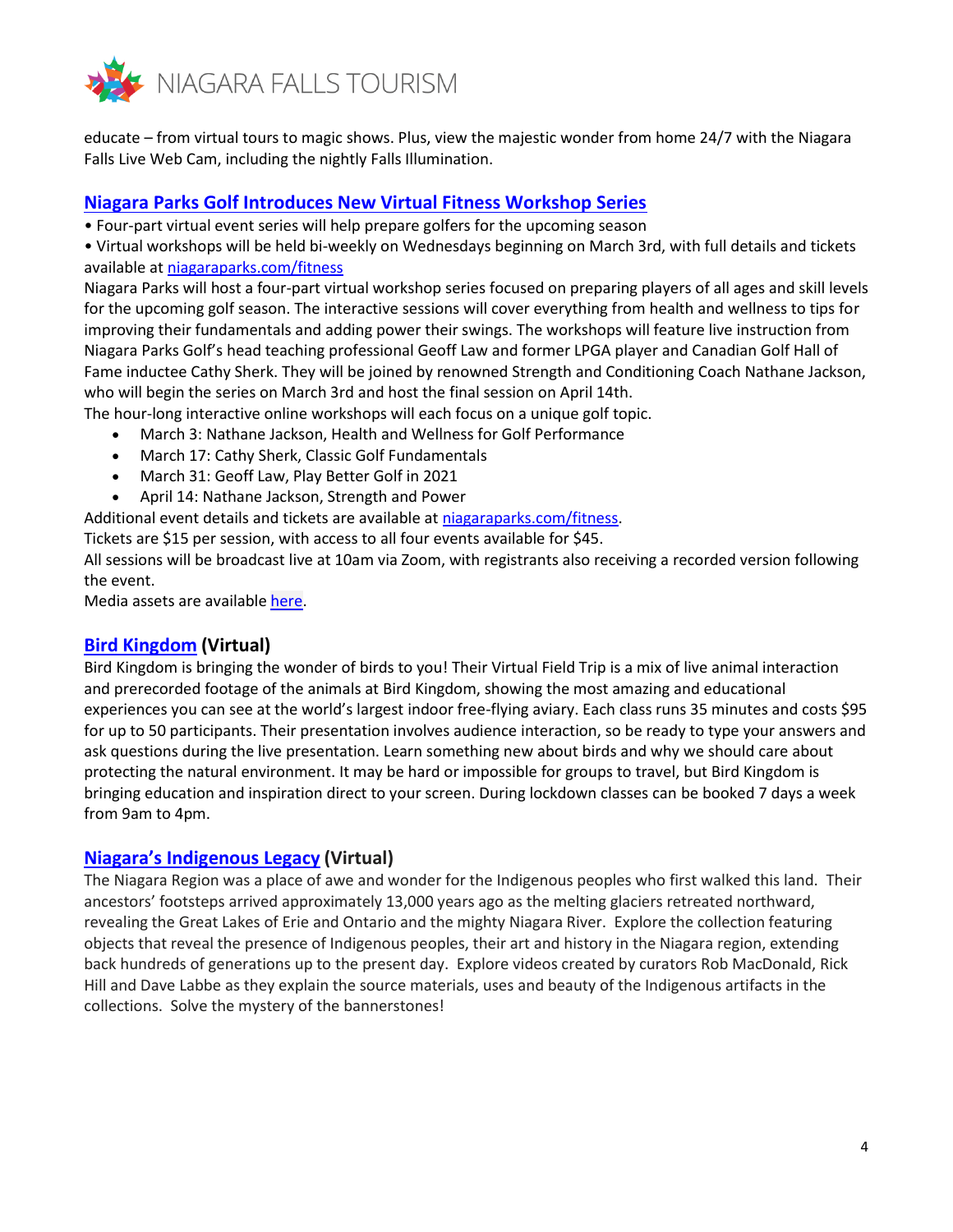educate – from virtual tours to magic shows. Plus, view the majestic wonder from home 24/7 with the Niagara Falls Live Web Cam, including the nightly Falls Illumination.

## Niagara Parks Golf Introduces New Virtual Fitness Workshop Series

• Four-part virtual event series will help prepare golfers for the upcoming season

• Virtual workshops will be held bi-weekly on Wednesdays beginning on March 3rd, with full details and tickets available at niagaraparks.com/fitness

Niagara Parks will host a four-part virtual workshop series focused on preparing players of all ages and skill levels for the upcoming golf season. The interactive sessions will cover everything from health and wellness to tips for improving their fundamentals and adding power their swings. The workshops will feature live instruction from Niagara Parks Golf's head teaching professional Geoff Law and former LPGA player and Canadian Golf Hall of Fame inductee Cathy Sherk. They will be joined by renowned Strength and Conditioning Coach Nathane Jackson, who will begin the series on March 3rd and host the final session on April 14th.

The hour-long interactive online workshops will each focus on a unique golf topic.

- March 3: Nathane Jackson, Health and Wellness for Golf Performance
- March 17: Cathy Sherk, Classic Golf Fundamentals
- March 31: Geoff Law, Play Better Golf in 2021
- April 14: Nathane Jackson, Strength and Power

Additional event details and tickets are available at niagaraparks.com/fitness.

Tickets are $15 per session, with access to all four events available for $45.

All sessions will be broadcast live at 10am via Zoom, with registrants also receiving a recorded version following the event.

Media assets are available here.

## Bird Kingdom (Virtual)

Bird Kingdom is bringing the wonder of birds to you! Their Virtual Field Trip is a mix of live animal interaction and prerecorded footage of the animals at Bird Kingdom, showing the most amazing and educational experiences you can see at the world's largest indoor free-flying aviary. Each class runs 35 minutes and costs $95 for up to 50 participants. Their presentation involves audience interaction, so be ready to type your answers and ask questions during the live presentation. Learn something new about birds and why we should care about protecting the natural environment. It may be hard or impossible for groups to travel, but Bird Kingdom is bringing education and inspiration direct to your screen. During lockdown classes can be booked 7 days a week from 9am to 4pm.

## Niagara's Indigenous Legacy (Virtual)

The Niagara Region was a place of awe and wonder for the Indigenous peoples who first walked this land. Their ancestors' footsteps arrived approximately 13,000 years ago as the melting glaciers retreated northward, revealing the Great Lakes of Erie and Ontario and the mighty Niagara River. Explore the collection featuring objects that reveal the presence of Indigenous peoples, their art and history in the Niagara region, extending back hundreds of generations up to the present day. Explore videos created by curators Rob MacDonald, Rick Hill and Dave Labbe as they explain the source materials, uses and beauty of the Indigenous artifacts in the collections. Solve the mystery of the bannerstones!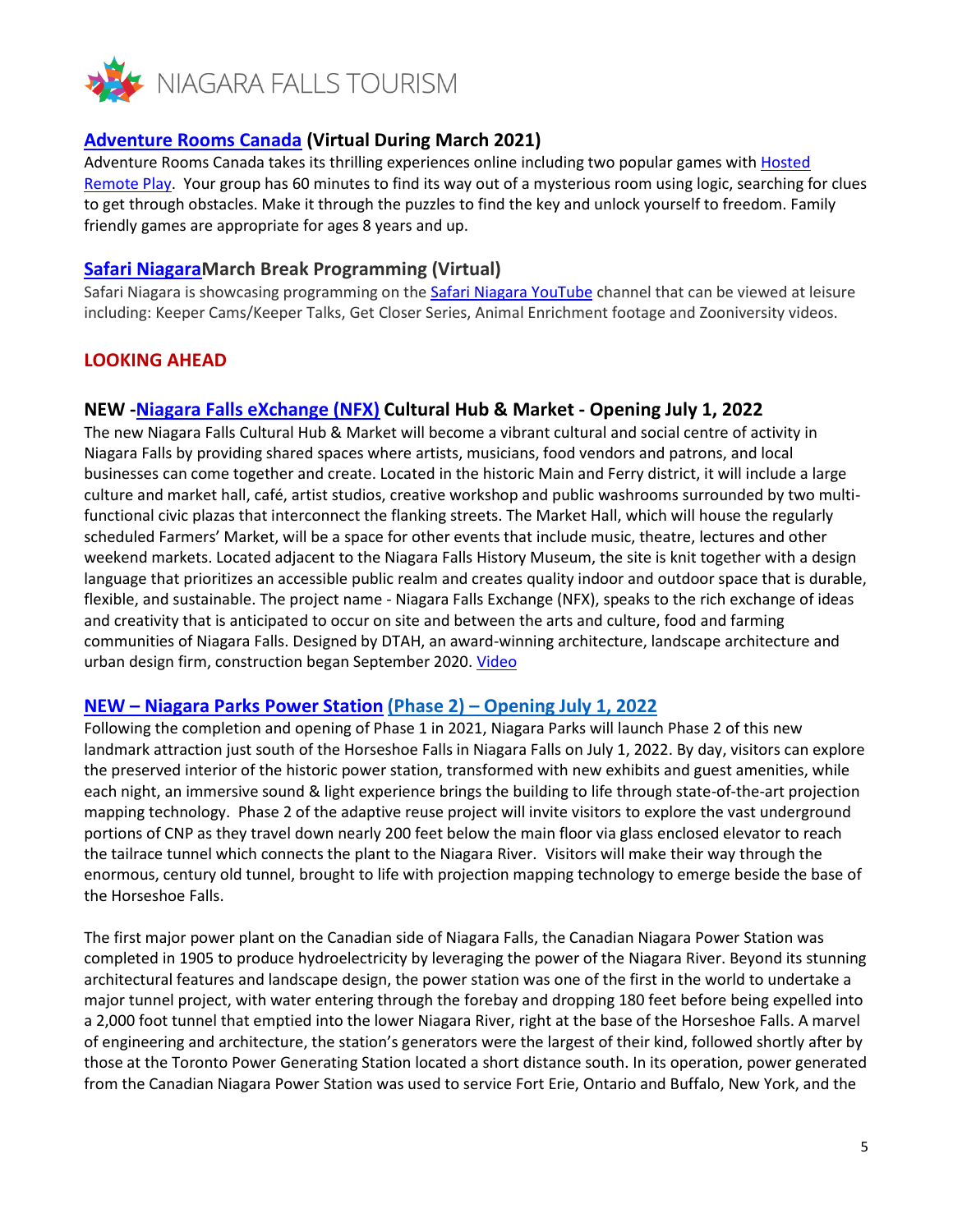### Adventure Rooms Canada (Virtual During March 2021)

Adventure Rooms Canada takes its thrilling experiences online including two popular games with Hosted Remote Play. Your group has 60 minutes to find its way out of a mysterious room using logic, searching for clues to get through obstacles. Make it through the puzzles to find the key and unlock yourself to freedom. Family friendly games are appropriate for ages 8 years and up.

### Safari NiagaraMarch Break Programming (Virtual)

Safari Niagara is showcasing programming on the Safari Niagara YouTube channel that can be viewed at leisure including: Keeper Cams/Keeper Talks, Get Closer Series, Animal Enrichment footage and Zooniversity videos.

## LOOKING AHEAD

### NEW -Niagara Falls eXchange (NFX) Cultural Hub & Market - Opening July 1, 2022

The new Niagara Falls Cultural Hub & Market will become a vibrant cultural and social centre of activity in Niagara Falls by providing shared spaces where artists, musicians, food vendors and patrons, and local businesses can come together and create. Located in the historic Main and Ferry district, it will include a large culture and market hall, café, artist studios, creative workshop and public washrooms surrounded by two multi-functional civic plazas that interconnect the flanking streets. The Market Hall, which will house the regularly scheduled Farmers' Market, will be a space for other events that include music, theatre, lectures and other weekend markets. Located adjacent to the Niagara Falls History Museum, the site is knit together with a design language that prioritizes an accessible public realm and creates quality indoor and outdoor space that is durable, flexible, and sustainable. The project name - Niagara Falls Exchange (NFX), speaks to the rich exchange of ideas and creativity that is anticipated to occur on site and between the arts and culture, food and farming communities of Niagara Falls. Designed by DTAH, an award-winning architecture, landscape architecture and urban design firm, construction began September 2020. Video

### NEW – Niagara Parks Power Station (Phase 2) – Opening July 1, 2022

Following the completion and opening of Phase 1 in 2021, Niagara Parks will launch Phase 2 of this new landmark attraction just south of the Horseshoe Falls in Niagara Falls on July 1, 2022. By day, visitors can explore the preserved interior of the historic power station, transformed with new exhibits and guest amenities, while each night, an immersive sound & light experience brings the building to life through state-of-the-art projection mapping technology. Phase 2 of the adaptive reuse project will invite visitors to explore the vast underground portions of CNP as they travel down nearly 200 feet below the main floor via glass enclosed elevator to reach the tailrace tunnel which connects the plant to the Niagara River. Visitors will make their way through the enormous, century old tunnel, brought to life with projection mapping technology to emerge beside the base of the Horseshoe Falls.

The first major power plant on the Canadian side of Niagara Falls, the Canadian Niagara Power Station was completed in 1905 to produce hydroelectricity by leveraging the power of the Niagara River. Beyond its stunning architectural features and landscape design, the power station was one of the first in the world to undertake a major tunnel project, with water entering through the forebay and dropping 180 feet before being expelled into a 2,000 foot tunnel that emptied into the lower Niagara River, right at the base of the Horseshoe Falls. A marvel of engineering and architecture, the station's generators were the largest of their kind, followed shortly after by those at the Toronto Power Generating Station located a short distance south. In its operation, power generated from the Canadian Niagara Power Station was used to service Fort Erie, Ontario and Buffalo, New York, and the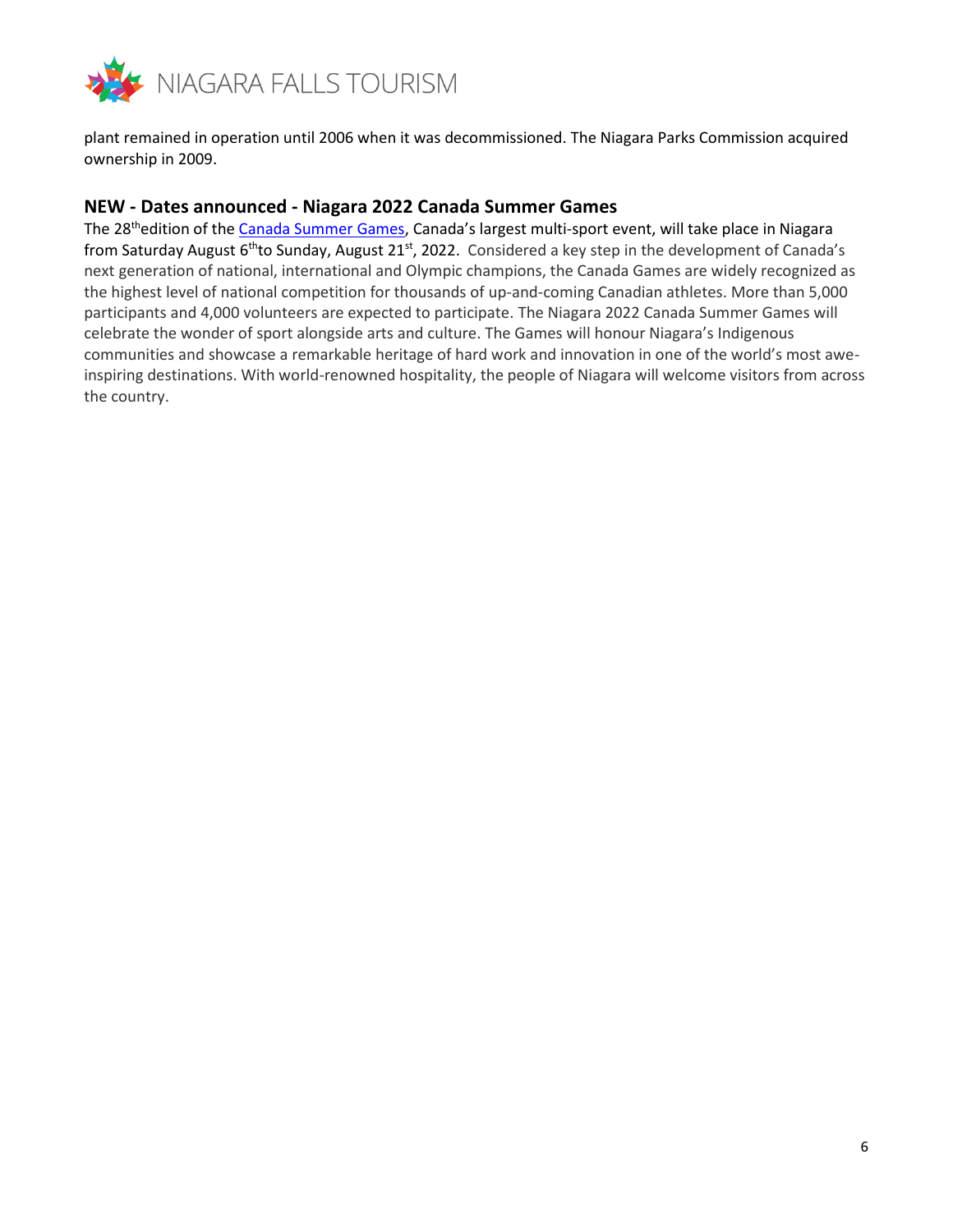plant remained in operation until 2006 when it was decommissioned. The Niagara Parks Commission acquired ownership in 2009.

## NEW - Dates announced - Niagara 2022 Canada Summer Games

The 28th edition of the [Canada Summer Games], Canada's largest multi-sport event, will take place in Niagara from Saturday August 6th to Sunday, August 21st, 2022. Considered a key step in the development of Canada's next generation of national, international and Olympic champions, the Canada Games are widely recognized as the highest level of national competition for thousands of up-and-coming Canadian athletes. More than 5,000 participants and 4,000 volunteers are expected to participate. The Niagara 2022 Canada Summer Games will celebrate the wonder of sport alongside arts and culture. The Games will honour Niagara's Indigenous communities and showcase a remarkable heritage of hard work and innovation in one of the world's most awe-inspiring destinations. With world-renowned hospitality, the people of Niagara will welcome visitors from across the country.